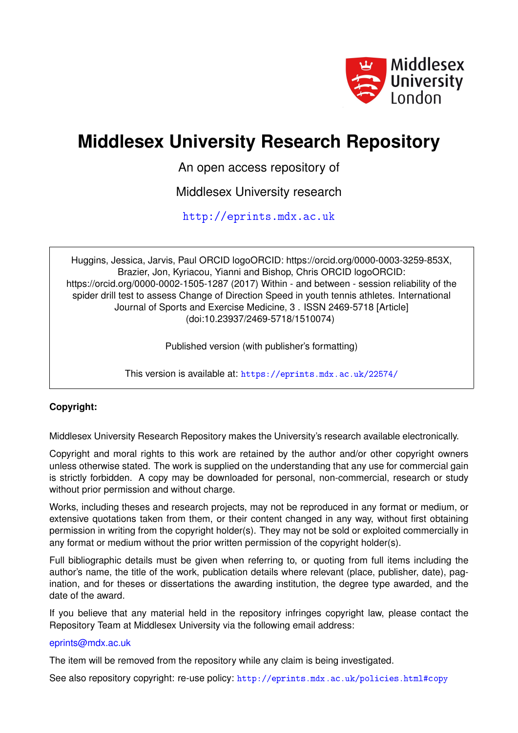# Middlesex University Research Repository

An open access repository of

Middlesex University research

http://eprints.mdx.ac.uk

Huggins, Jessica, Jarvis, Paul ORCID logoORCID: https://orcid.org/0000-0003-3259-853X, Brazier, Jon, Kyriacou, Yianni and Bishop, Chris ORCID logoORCID: https://orcid.org/0000-0002-1505-1287 (2017) Within - and between - session reliability of the spider drill test to assess Change of Direction Speed in youth tennis athletes. International Journal of Sports and Exercise Medicine, 3 . ISSN 2469-5718 [Article] (doi:10.23937/2469-5718/1510074)

Published version (with publisher's formatting)

This version is available at: https://eprints.mdx.ac.uk/22574/

**Copyright:**

Middlesex University Research Repository makes the University's research available electronically.

Copyright and moral rights to this work are retained by the author and/or other copyright owners unless otherwise stated. The work is supplied on the understanding that any use for commercial gain is strictly forbidden. A copy may be downloaded for personal, non-commercial, research or study without prior permission and without charge.

Works, including theses and research projects, may not be reproduced in any format or medium, or extensive quotations taken from them, or their content changed in any way, without first obtaining permission in writing from the copyright holder(s). They may not be sold or exploited commercially in any format or medium without the prior written permission of the copyright holder(s).

Full bibliographic details must be given when referring to, or quoting from full items including the author's name, the title of the work, publication details where relevant (place, publisher, date), pagination, and for theses or dissertations the awarding institution, the degree type awarded, and the date of the award.

If you believe that any material held in the repository infringes copyright law, please contact the Repository Team at Middlesex University via the following email address:

eprints@mdx.ac.uk

The item will be removed from the repository while any claim is being investigated.

See also repository copyright: re-use policy: http://eprints.mdx.ac.uk/policies.html#copy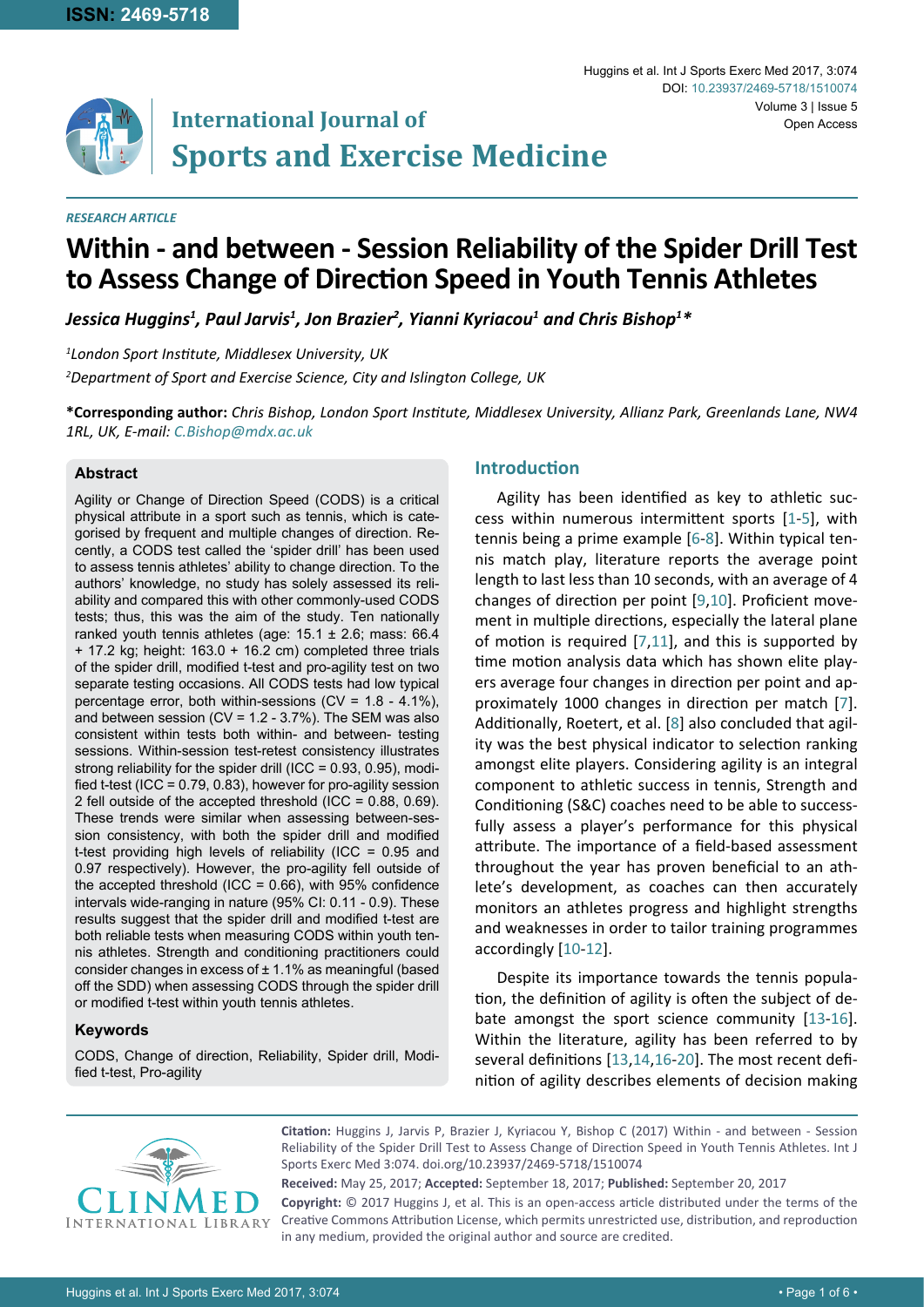# Within - and between - Session Reliability of the Spider Drill Test to Assess Change of Direction Speed in Youth Tennis Athletes

***Jessica Huggins[1], Paul Jarvis[1], Jon Brazier[2], Yianni Kyriacou[1] and Chris Bishop[1]****

*[1]London Sport Institute, Middlesex University, UK*

*[2]Department of Sport and Exercise Science, City and Islington College, UK*

**\*Corresponding author:** *Chris Bishop, London Sport Institute, Middlesex University, Allianz Park, Greenlands Lane, NW4 1RL, UK, E-mail: C.Bishop@mdx.ac.uk*

**RESEARCH ARTICLE**

### Abstract

Agility or Change of Direction Speed (CODS) is a critical physical attribute in a sport such as tennis, which is categorised by frequent and multiple changes of direction. Recently, a CODS test called the 'spider drill' has been used to assess tennis athletes' ability to change direction. To the authors' knowledge, no study has solely assessed its reliability and compared this with other commonly-used CODS tests; thus, this was the aim of the study. Ten nationally ranked youth tennis athletes (age: 15.1 ± 2.6; mass: 66.4 + 17.2 kg; height: 163.0 + 16.2 cm) completed three trials of the spider drill, modified t-test and pro-agility test on two separate testing occasions. All CODS tests had low typical percentage error, both within-sessions (CV = 1.8 - 4.1%), and between session (CV = 1.2 - 3.7%). The SEM was also consistent within tests both within- and between- testing sessions. Within-session test-retest consistency illustrates strong reliability for the spider drill (ICC = 0.93, 0.95), modified t-test (ICC = 0.79, 0.83), however for pro-agility session 2 fell outside of the accepted threshold (ICC = 0.88, 0.69). These trends were similar when assessing between-session consistency, with both the spider drill and modified t-test providing high levels of reliability (ICC = 0.95 and 0.97 respectively). However, the pro-agility fell outside of the accepted threshold (ICC = 0.66), with 95% confidence intervals wide-ranging in nature (95% CI: 0.11 - 0.9). These results suggest that the spider drill and modified t-test are both reliable tests when measuring CODS within youth tennis athletes. Strength and conditioning practitioners could consider changes in excess of ± 1.1% as meaningful (based off the SDD) when assessing CODS through the spider drill or modified t-test within youth tennis athletes.

### Keywords

CODS, Change of direction, Reliability, Spider drill, Modified t-test, Pro-agility

## Introduction

Agility has been identified as key to athletic success within numerous intermittent sports [1-5], with tennis being a prime example [6-8]. Within typical tennis match play, literature reports the average point length to last less than 10 seconds, with an average of 4 changes of direction per point [9,10]. Proficient movement in multiple directions, especially the lateral plane of motion is required [7,11], and this is supported by time motion analysis data which has shown elite players average four changes in direction per point and approximately 1000 changes in direction per match [7]. Additionally, Roetert, et al. [8] also concluded that agility was the best physical indicator to selection ranking amongst elite players. Considering agility is an integral component to athletic success in tennis, Strength and Conditioning (S&C) coaches need to be able to successfully assess a player's performance for this physical attribute. The importance of a field-based assessment throughout the year has proven beneficial to an athlete's development, as coaches can then accurately monitors an athletes progress and highlight strengths and weaknesses in order to tailor training programmes accordingly [10-12].

Despite its importance towards the tennis population, the definition of agility is often the subject of debate amongst the sport science community [13-16]. Within the literature, agility has been referred to by several definitions [13,14,16-20]. The most recent definition of agility describes elements of decision making

**Citation:** Huggins J, Jarvis P, Brazier J, Kyriacou Y, Bishop C (2017) Within - and between - Session Reliability of the Spider Drill Test to Assess Change of Direction Speed in Youth Tennis Athletes. Int J Sports Exerc Med 3:074. doi.org/10.23937/2469-5718/1510074

**Received:** May 25, 2017; **Accepted:** September 18, 2017; **Published:** September 20, 2017

**Copyright:** © 2017 Huggins J, et al. This is an open-access article distributed under the terms of the Creative Commons Attribution License, which permits unrestricted use, distribution, and reproduction in any medium, provided the original author and source are credited.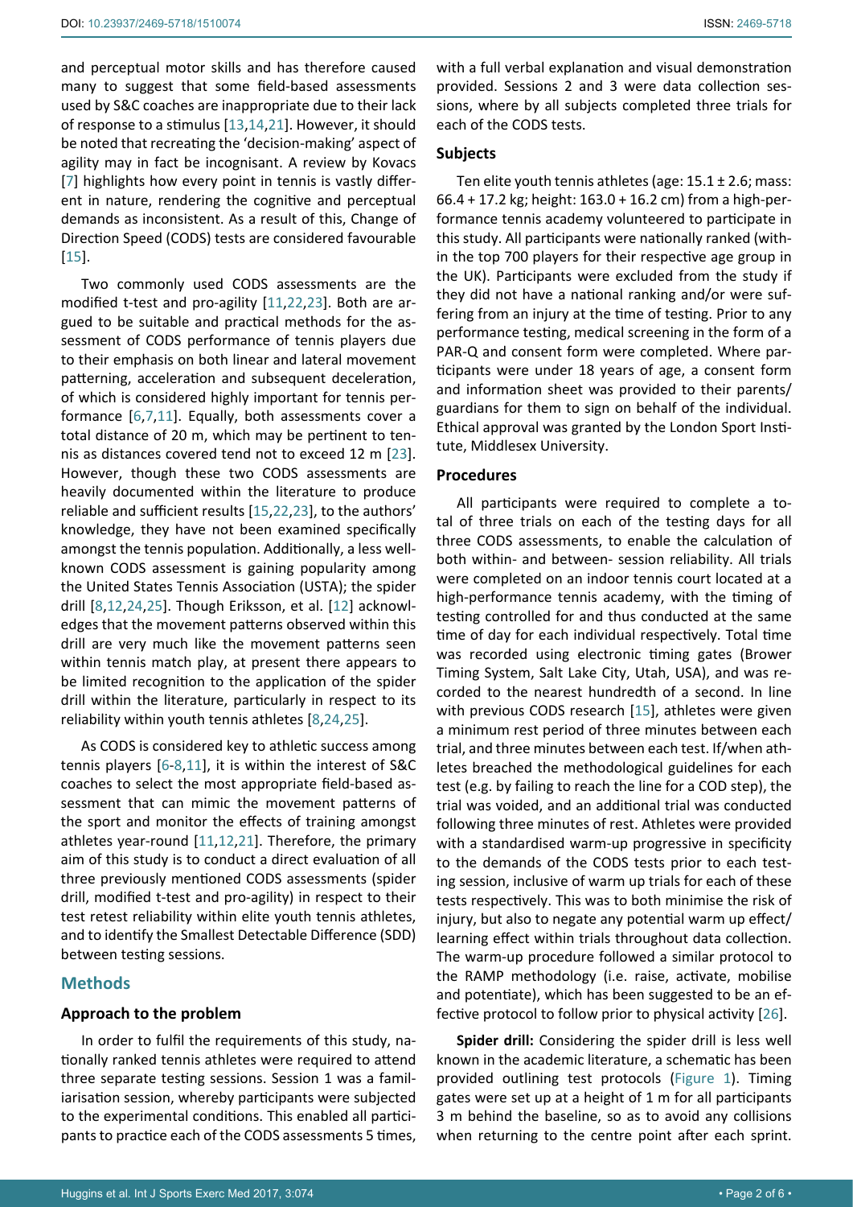and perceptual motor skills and has therefore caused many to suggest that some field-based assessments used by S&C coaches are inappropriate due to their lack of response to a stimulus [13,14,21]. However, it should be noted that recreating the 'decision-making' aspect of agility may in fact be incognisant. A review by Kovacs [7] highlights how every point in tennis is vastly different in nature, rendering the cognitive and perceptual demands as inconsistent. As a result of this, Change of Direction Speed (CODS) tests are considered favourable [15].

Two commonly used CODS assessments are the modified t-test and pro-agility [11,22,23]. Both are argued to be suitable and practical methods for the assessment of CODS performance of tennis players due to their emphasis on both linear and lateral movement patterning, acceleration and subsequent deceleration, of which is considered highly important for tennis performance [6,7,11]. Equally, both assessments cover a total distance of 20 m, which may be pertinent to tennis as distances covered tend not to exceed 12 m [23]. However, though these two CODS assessments are heavily documented within the literature to produce reliable and sufficient results [15,22,23], to the authors' knowledge, they have not been examined specifically amongst the tennis population. Additionally, a less well-known CODS assessment is gaining popularity among the United States Tennis Association (USTA); the spider drill [8,12,24,25]. Though Eriksson, et al. [12] acknowledges that the movement patterns observed within this drill are very much like the movement patterns seen within tennis match play, at present there appears to be limited recognition to the application of the spider drill within the literature, particularly in respect to its reliability within youth tennis athletes [8,24,25].

As CODS is considered key to athletic success among tennis players [6-8,11], it is within the interest of S&C coaches to select the most appropriate field-based assessment that can mimic the movement patterns of the sport and monitor the effects of training amongst athletes year-round [11,12,21]. Therefore, the primary aim of this study is to conduct a direct evaluation of all three previously mentioned CODS assessments (spider drill, modified t-test and pro-agility) in respect to their test retest reliability within elite youth tennis athletes, and to identify the Smallest Detectable Difference (SDD) between testing sessions.

## Methods

### Approach to the problem

In order to fulfil the requirements of this study, nationally ranked tennis athletes were required to attend three separate testing sessions. Session 1 was a familiarisation session, whereby participants were subjected to the experimental conditions. This enabled all participants to practice each of the CODS assessments 5 times, with a full verbal explanation and visual demonstration provided. Sessions 2 and 3 were data collection sessions, where by all subjects completed three trials for each of the CODS tests.

### Subjects

Ten elite youth tennis athletes (age: 15.1 ± 2.6; mass: 66.4 + 17.2 kg; height: 163.0 + 16.2 cm) from a high-performance tennis academy volunteered to participate in this study. All participants were nationally ranked (within the top 700 players for their respective age group in the UK). Participants were excluded from the study if they did not have a national ranking and/or were suffering from an injury at the time of testing. Prior to any performance testing, medical screening in the form of a PAR-Q and consent form were completed. Where participants were under 18 years of age, a consent form and information sheet was provided to their parents/guardians for them to sign on behalf of the individual. Ethical approval was granted by the London Sport Institute, Middlesex University.

### Procedures

All participants were required to complete a total of three trials on each of the testing days for all three CODS assessments, to enable the calculation of both within- and between- session reliability. All trials were completed on an indoor tennis court located at a high-performance tennis academy, with the timing of testing controlled for and thus conducted at the same time of day for each individual respectively. Total time was recorded using electronic timing gates (Brower Timing System, Salt Lake City, Utah, USA), and was recorded to the nearest hundredth of a second. In line with previous CODS research [15], athletes were given a minimum rest period of three minutes between each trial, and three minutes between each test. If/when athletes breached the methodological guidelines for each test (e.g. by failing to reach the line for a COD step), the trial was voided, and an additional trial was conducted following three minutes of rest. Athletes were provided with a standardised warm-up progressive in specificity to the demands of the CODS tests prior to each testing session, inclusive of warm up trials for each of these tests respectively. This was to both minimise the risk of injury, but also to negate any potential warm up effect/learning effect within trials throughout data collection. The warm-up procedure followed a similar protocol to the RAMP methodology (i.e. raise, activate, mobilise and potentiate), which has been suggested to be an effective protocol to follow prior to physical activity [26].

**Spider drill:** Considering the spider drill is less well known in the academic literature, a schematic has been provided outlining test protocols (Figure 1). Timing gates were set up at a height of 1 m for all participants 3 m behind the baseline, so as to avoid any collisions when returning to the centre point after each sprint.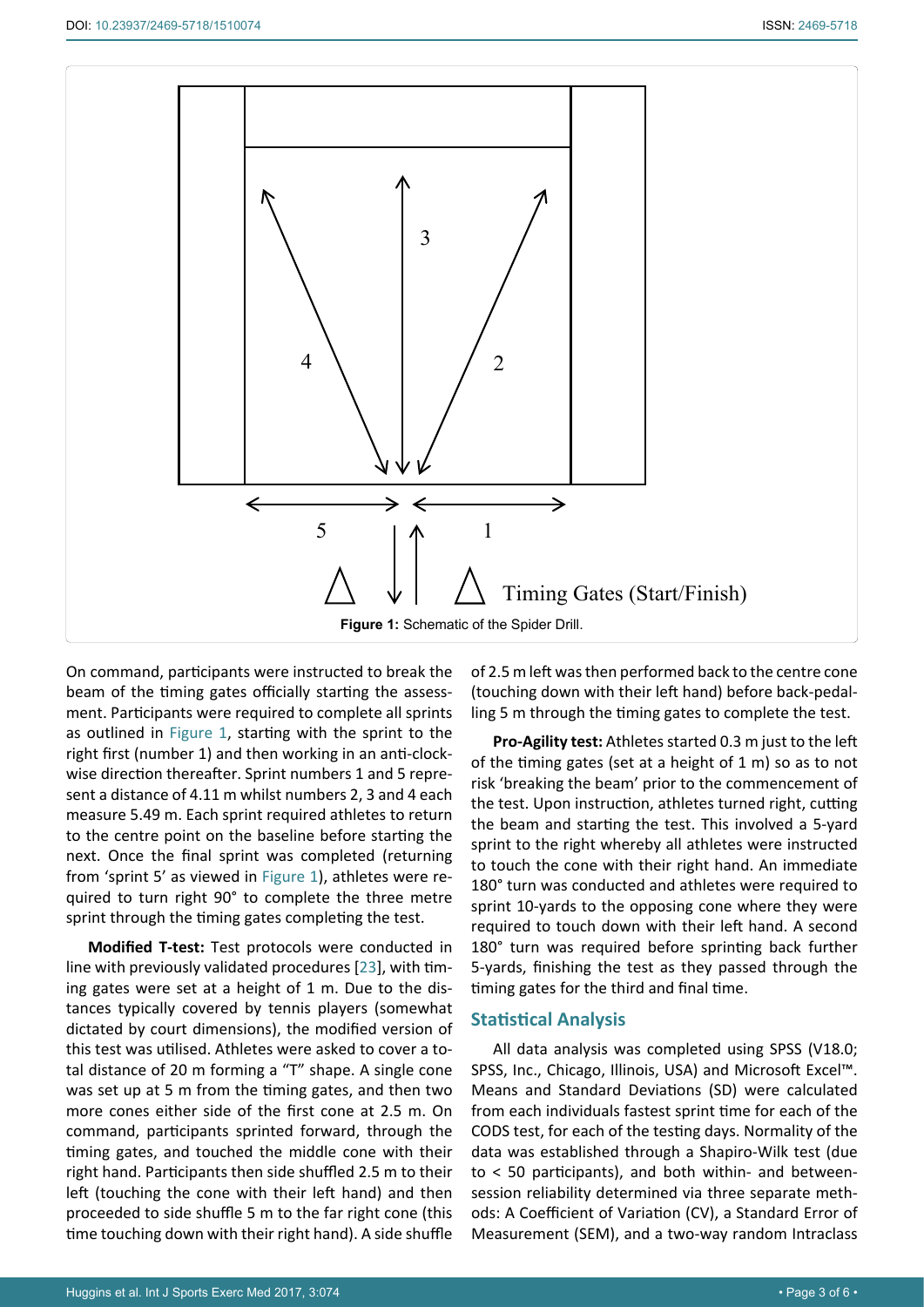Figure 1: Schematic of the Spider Drill.

On command, participants were instructed to break the beam of the timing gates officially starting the assessment. Participants were required to complete all sprints as outlined in Figure 1, starting with the sprint to the right first (number 1) and then working in an anti-clockwise direction thereafter. Sprint numbers 1 and 5 represent a distance of 4.11 m whilst numbers 2, 3 and 4 each measure 5.49 m. Each sprint required athletes to return to the centre point on the baseline before starting the next. Once the final sprint was completed (returning from 'sprint 5' as viewed in Figure 1), athletes were required to turn right 90° to complete the three metre sprint through the timing gates completing the test.

**Modified T-test:** Test protocols were conducted in line with previously validated procedures [23], with timing gates were set at a height of 1 m. Due to the distances typically covered by tennis players (somewhat dictated by court dimensions), the modified version of this test was utilised. Athletes were asked to cover a total distance of 20 m forming a "T" shape. A single cone was set up at 5 m from the timing gates, and then two more cones either side of the first cone at 2.5 m. On command, participants sprinted forward, through the timing gates, and touched the middle cone with their right hand. Participants then side shuffled 2.5 m to their left (touching the cone with their left hand) and then proceeded to side shuffle 5 m to the far right cone (this time touching down with their right hand). A side shuffle of 2.5 m left was then performed back to the centre cone (touching down with their left hand) before back-pedalling 5 m through the timing gates to complete the test.

**Pro-Agility test:** Athletes started 0.3 m just to the left of the timing gates (set at a height of 1 m) so as to not risk 'breaking the beam' prior to the commencement of the test. Upon instruction, athletes turned right, cutting the beam and starting the test. This involved a 5-yard sprint to the right whereby all athletes were instructed to touch the cone with their right hand. An immediate 180° turn was conducted and athletes were required to sprint 10-yards to the opposing cone where they were required to touch down with their left hand. A second 180° turn was required before sprinting back further 5-yards, finishing the test as they passed through the timing gates for the third and final time.

## Statistical Analysis

All data analysis was completed using SPSS (V18.0; SPSS, Inc., Chicago, Illinois, USA) and Microsoft Excel™. Means and Standard Deviations (SD) were calculated from each individuals fastest sprint time for each of the CODS test, for each of the testing days. Normality of the data was established through a Shapiro-Wilk test (due to < 50 participants), and both within- and between-session reliability determined via three separate methods: A Coefficient of Variation (CV), a Standard Error of Measurement (SEM), and a two-way random Intraclass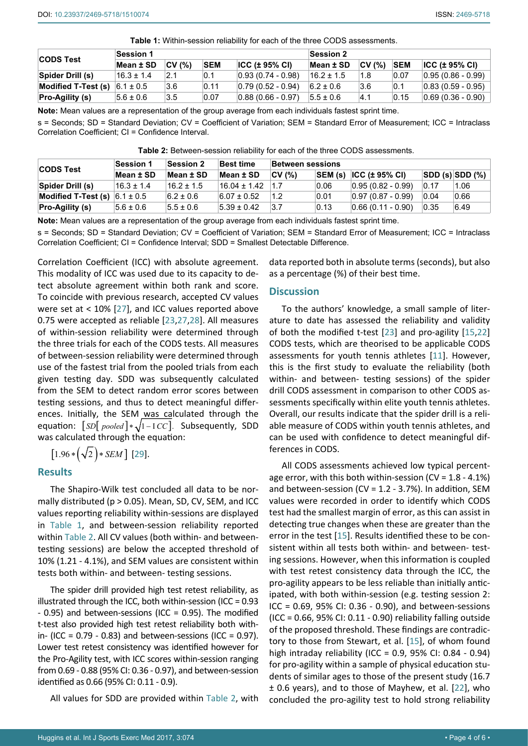**Table 1:** Within-session reliability for each of the three CODS assessments.

| CODS Test | Session 1 | | | | Session 2 | | | |
|---|---|---|---|---|---|---|---|---|
| | Mean ± SD | CV (%) | SEM | ICC (± 95% CI) | Mean ± SD | CV (%) | SEM | ICC (± 95% CI) |
| Spider Drill (s) | 16.3 ± 1.4 | 2.1 | 0.1 | 0.93 (0.74 - 0.98) | 16.2 ± 1.5 | 1.8 | 0.07 | 0.95 (0.86 - 0.99) |
| Modified T-Test (s) | 6.1 ± 0.5 | 3.6 | 0.11 | 0.79 (0.52 - 0.94) | 6.2 ± 0.6 | 3.6 | 0.1 | 0.83 (0.59 - 0.95) |
| Pro-Agility (s) | 5.6 ± 0.6 | 3.5 | 0.07 | 0.88 (0.66 - 0.97) | 5.5 ± 0.6 | 4.1 | 0.15 | 0.69 (0.36 - 0.90) |

**Note:** Mean values are a representation of the group average from each individuals fastest sprint time.

s = Seconds; SD = Standard Deviation; CV = Coefficient of Variation; SEM = Standard Error of Measurement; ICC = Intraclass Correlation Coefficient; CI = Confidence Interval.

**Table 2:** Between-session reliability for each of the three CODS assessments.

| CODS Test | Session 1 | Session 2 | Best time | Between sessions | | | | |
|---|---|---|---|---|---|---|---|---|
| | Mean ± SD | Mean ± SD | Mean ± SD | CV (%) | SEM (s) | ICC (± 95% CI) | SDD (s) | SDD (%) |
| Spider Drill (s) | 16.3 ± 1.4 | 16.2 ± 1.5 | 16.04 ± 1.42 | 1.7 | 0.06 | 0.95 (0.82 - 0.99) | 0.17 | 1.06 |
| Modified T-Test (s) | 6.1 ± 0.5 | 6.2 ± 0.6 | 6.07 ± 0.52 | 1.2 | 0.01 | 0.97 (0.87 - 0.99) | 0.04 | 0.66 |
| Pro-Agility (s) | 5.6 ± 0.6 | 5.5 ± 0.6 | 5.39 ± 0.42 | 3.7 | 0.13 | 0.66 (0.11 - 0.90) | 0.35 | 6.49 |

**Note:** Mean values are a representation of the group average from each individuals fastest sprint time.

s = Seconds; SD = Standard Deviation; CV = Coefficient of Variation; SEM = Standard Error of Measurement; ICC = Intraclass Correlation Coefficient; CI = Confidence Interval; SDD = Smallest Detectable Difference.

Correlation Coefficient (ICC) with absolute agreement. This modality of ICC was used due to its capacity to detect absolute agreement within both rank and score. To coincide with previous research, accepted CV values were set at < 10% [27], and ICC values reported above 0.75 were accepted as reliable [23,27,28]. All measures of within-session reliability were determined through the three trials for each of the CODS tests. All measures of between-session reliability were determined through use of the fastest trial from the pooled trials from each given testing day. SDD was subsequently calculated from the SEM to detect random error scores between testing sessions, and thus to detect meaningful differences. Initially, the SEM was calculated through the equation: $[SD[pooled] * \sqrt{1 - ICC}]$. Subsequently, SDD was calculated through the equation:

$$[1.96 * (\sqrt{2}) * SEM]$$ [29].

## Results

The Shapiro-Wilk test concluded all data to be normally distributed ($p > 0.05$). Mean, SD, CV, SEM, and ICC values reporting reliability within-sessions are displayed in Table 1, and between-session reliability reported within Table 2. All CV values (both within- and between-testing sessions) are below the accepted threshold of 10% (1.21 - 4.1%), and SEM values are consistent within tests both within- and between- testing sessions.

The spider drill provided high test retest reliability, as illustrated through the ICC, both within-session (ICC = 0.93 - 0.95) and between-sessions (ICC = 0.95). The modified t-test also provided high test retest reliability both within- (ICC = 0.79 - 0.83) and between-sessions (ICC = 0.97). Lower test retest consistency was identified however for the Pro-Agility test, with ICC scores within-session ranging from 0.69 - 0.88 (95% CI: 0.36 - 0.97), and between-session identified as 0.66 (95% CI: 0.11 - 0.9).

All values for SDD are provided within Table 2, with data reported both in absolute terms (seconds), but also as a percentage (%) of their best time.

## Discussion

To the authors' knowledge, a small sample of literature to date has assessed the reliability and validity of both the modified t-test [23] and pro-agility [15,22] CODS tests, which are theorised to be applicable CODS assessments for youth tennis athletes [11]. However, this is the first study to evaluate the reliability (both within- and between- testing sessions) of the spider drill CODS assessment in comparison to other CODS assessments specifically within elite youth tennis athletes. Overall, our results indicate that the spider drill is a reliable measure of CODS within youth tennis athletes, and can be used with confidence to detect meaningful differences in CODS.

All CODS assessments achieved low typical percentage error, with this both within-session (CV = 1.8 - 4.1%) and between-session (CV = 1.2 - 3.7%). In addition, SEM values were recorded in order to identify which CODS test had the smallest margin of error, as this can assist in detecting true changes when these are greater than the error in the test [15]. Results identified these to be consistent within all tests both within- and between- testing sessions. However, when this information is coupled with test retest consistency data through the ICC, the pro-agility appears to be less reliable than initially anticipated, with both within-session (e.g. testing session 2: ICC = 0.69, 95% CI: 0.36 - 0.90), and between-sessions (ICC = 0.66, 95% CI: 0.11 - 0.90) reliability falling outside of the proposed threshold. These findings are contradictory to those from Stewart, et al. [15], of whom found high intraday reliability (ICC = 0.9, 95% CI: 0.84 - 0.94) for pro-agility within a sample of physical education students of similar ages to those of the present study (16.7 ± 0.6 years), and to those of Mayhew, et al. [22], who concluded the pro-agility test to hold strong reliability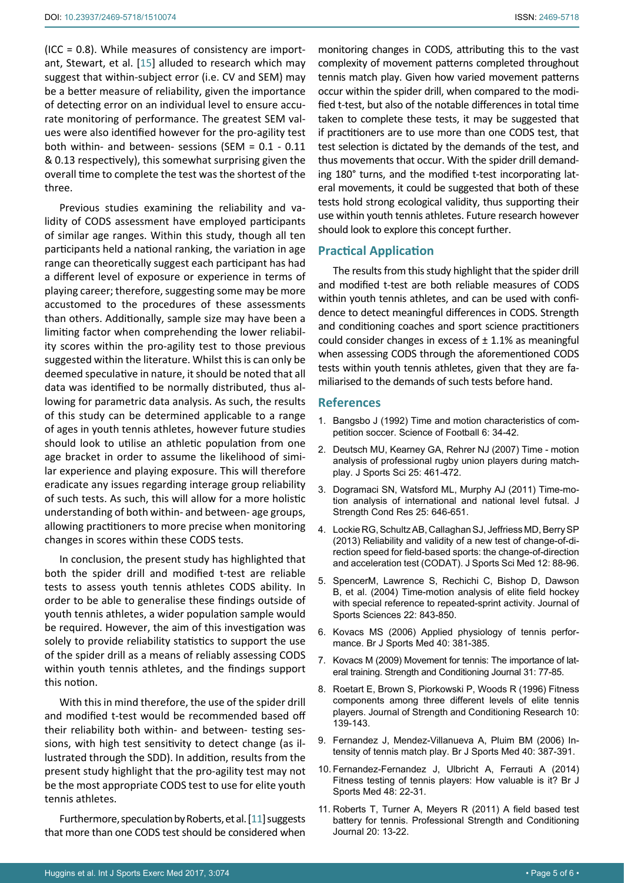(ICC = 0.8). While measures of consistency are important, Stewart, et al. [15] alluded to research which may suggest that within-subject error (i.e. CV and SEM) may be a better measure of reliability, given the importance of detecting error on an individual level to ensure accurate monitoring of performance. The greatest SEM values were also identified however for the pro-agility test both within- and between- sessions (SEM = 0.1 - 0.11 & 0.13 respectively), this somewhat surprising given the overall time to complete the test was the shortest of the three.

Previous studies examining the reliability and validity of CODS assessment have employed participants of similar age ranges. Within this study, though all ten participants held a national ranking, the variation in age range can theoretically suggest each participant has had a different level of exposure or experience in terms of playing career; therefore, suggesting some may be more accustomed to the procedures of these assessments than others. Additionally, sample size may have been a limiting factor when comprehending the lower reliability scores within the pro-agility test to those previous suggested within the literature. Whilst this is can only be deemed speculative in nature, it should be noted that all data was identified to be normally distributed, thus allowing for parametric data analysis. As such, the results of this study can be determined applicable to a range of ages in youth tennis athletes, however future studies should look to utilise an athletic population from one age bracket in order to assume the likelihood of similar experience and playing exposure. This will therefore eradicate any issues regarding interage group reliability of such tests. As such, this will allow for a more holistic understanding of both within- and between- age groups, allowing practitioners to more precise when monitoring changes in scores within these CODS tests.

In conclusion, the present study has highlighted that both the spider drill and modified t-test are reliable tests to assess youth tennis athletes CODS ability. In order to be able to generalise these findings outside of youth tennis athletes, a wider population sample would be required. However, the aim of this investigation was solely to provide reliability statistics to support the use of the spider drill as a means of reliably assessing CODS within youth tennis athletes, and the findings support this notion.

With this in mind therefore, the use of the spider drill and modified t-test would be recommended based off their reliability both within- and between- testing sessions, with high test sensitivity to detect change (as illustrated through the SDD). In addition, results from the present study highlight that the pro-agility test may not be the most appropriate CODS test to use for elite youth tennis athletes.

Furthermore, speculation by Roberts, et al. [11] suggests that more than one CODS test should be considered when monitoring changes in CODS, attributing this to the vast complexity of movement patterns completed throughout tennis match play. Given how varied movement patterns occur within the spider drill, when compared to the modified t-test, but also of the notable differences in total time taken to complete these tests, it may be suggested that if practitioners are to use more than one CODS test, that test selection is dictated by the demands of the test, and thus movements that occur. With the spider drill demanding 180° turns, and the modified t-test incorporating lateral movements, it could be suggested that both of these tests hold strong ecological validity, thus supporting their use within youth tennis athletes. Future research however should look to explore this concept further.

## Practical Application

The results from this study highlight that the spider drill and modified t-test are both reliable measures of CODS within youth tennis athletes, and can be used with confidence to detect meaningful differences in CODS. Strength and conditioning coaches and sport science practitioners could consider changes in excess of ± 1.1% as meaningful when assessing CODS through the aforementioned CODS tests within youth tennis athletes, given that they are familiarised to the demands of such tests before hand.

## References

1. Bangsbo J (1992) Time and motion characteristics of competition soccer. Science of Football 6: 34-42.
2. Deutsch MU, Kearney GA, Rehrer NJ (2007) Time - motion analysis of professional rugby union players during match-play. J Sports Sci 25: 461-472.
3. Dogramaci SN, Watsford ML, Murphy AJ (2011) Time-motion analysis of international and national level futsal. J Strength Cond Res 25: 646-651.
4. Lockie RG, Schultz AB, Callaghan SJ, Jeffriess MD, Berry SP (2013) Reliability and validity of a new test of change-of-direction speed for field-based sports: the change-of-direction and acceleration test (CODAT). J Sports Sci Med 12: 88-96.
5. SpencerM, Lawrence S, Rechichi C, Bishop D, Dawson B, et al. (2004) Time-motion analysis of elite field hockey with special reference to repeated-sprint activity. Journal of Sports Sciences 22: 843-850.
6. Kovacs MS (2006) Applied physiology of tennis performance. Br J Sports Med 40: 381-385.
7. Kovacs M (2009) Movement for tennis: The importance of lateral training. Strength and Conditioning Journal 31: 77-85.
8. Roetart E, Brown S, Piorkowski P, Woods R (1996) Fitness components among three different levels of elite tennis players. Journal of Strength and Conditioning Research 10: 139-143.
9. Fernandez J, Mendez-Villanueva A, Pluim BM (2006) Intensity of tennis match play. Br J Sports Med 40: 387-391.
10. Fernandez-Fernandez J, Ulbricht A, Ferrauti A (2014) Fitness testing of tennis players: How valuable is it? Br J Sports Med 48: 22-31.
11. Roberts T, Turner A, Meyers R (2011) A field based test battery for tennis. Professional Strength and Conditioning Journal 20: 13-22.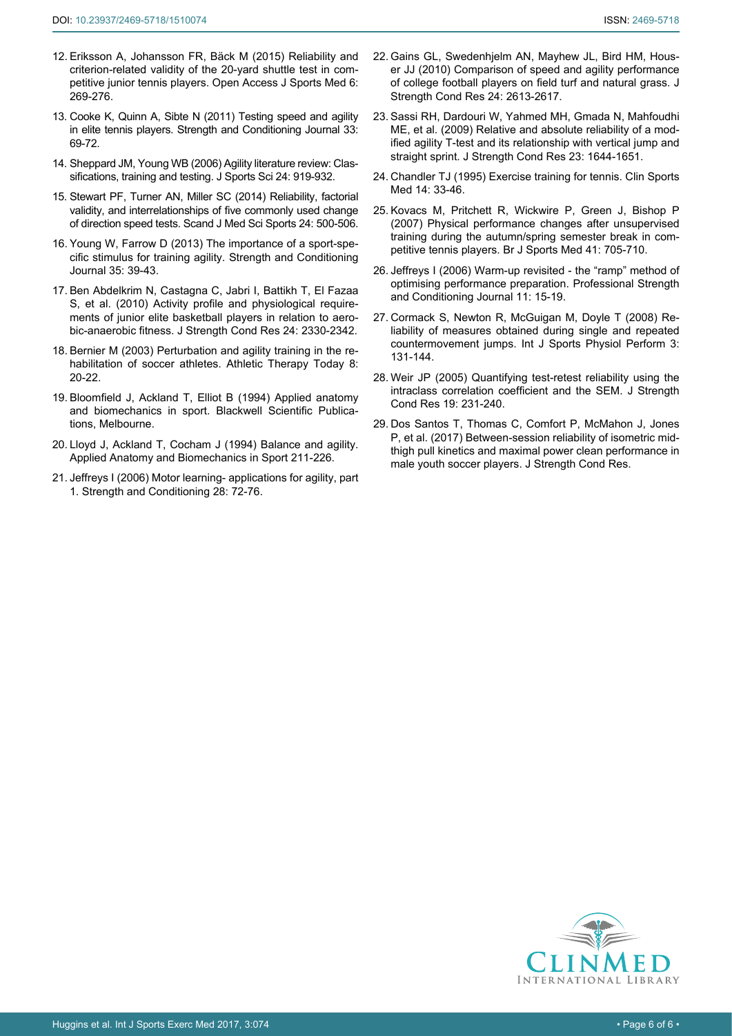12. Eriksson A, Johansson FR, Bäck M (2015) Reliability and criterion-related validity of the 20-yard shuttle test in competitive junior tennis players. Open Access J Sports Med 6: 269-276.
13. Cooke K, Quinn A, Sibte N (2011) Testing speed and agility in elite tennis players. Strength and Conditioning Journal 33: 69-72.
14. Sheppard JM, Young WB (2006) Agility literature review: Classifications, training and testing. J Sports Sci 24: 919-932.
15. Stewart PF, Turner AN, Miller SC (2014) Reliability, factorial validity, and interrelationships of five commonly used change of direction speed tests. Scand J Med Sci Sports 24: 500-506.
16. Young W, Farrow D (2013) The importance of a sport-specific stimulus for training agility. Strength and Conditioning Journal 35: 39-43.
17. Ben Abdelkrim N, Castagna C, Jabri I, Battikh T, El Fazaa S, et al. (2010) Activity profile and physiological requirements of junior elite basketball players in relation to aerobic-anaerobic fitness. J Strength Cond Res 24: 2330-2342.
18. Bernier M (2003) Perturbation and agility training in the rehabilitation of soccer athletes. Athletic Therapy Today 8: 20-22.
19. Bloomfield J, Ackland T, Elliot B (1994) Applied anatomy and biomechanics in sport. Blackwell Scientific Publications, Melbourne.
20. Lloyd J, Ackland T, Cocham J (1994) Balance and agility. Applied Anatomy and Biomechanics in Sport 211-226.
21. Jeffreys I (2006) Motor learning- applications for agility, part 1. Strength and Conditioning 28: 72-76.
22. Gains GL, Swedenhjelm AN, Mayhew JL, Bird HM, Houser JJ (2010) Comparison of speed and agility performance of college football players on field turf and natural grass. J Strength Cond Res 24: 2613-2617.
23. Sassi RH, Dardouri W, Yahmed MH, Gmada N, Mahfoudhi ME, et al. (2009) Relative and absolute reliability of a modified agility T-test and its relationship with vertical jump and straight sprint. J Strength Cond Res 23: 1644-1651.
24. Chandler TJ (1995) Exercise training for tennis. Clin Sports Med 14: 33-46.
25. Kovacs M, Pritchett R, Wickwire P, Green J, Bishop P (2007) Physical performance changes after unsupervised training during the autumn/spring semester break in competitive tennis players. Br J Sports Med 41: 705-710.
26. Jeffreys I (2006) Warm-up revisited - the "ramp" method of optimising performance preparation. Professional Strength and Conditioning Journal 11: 15-19.
27. Cormack S, Newton R, McGuigan M, Doyle T (2008) Reliability of measures obtained during single and repeated countermovement jumps. Int J Sports Physiol Perform 3: 131-144.
28. Weir JP (2005) Quantifying test-retest reliability using the intraclass correlation coefficient and the SEM. J Strength Cond Res 19: 231-240.
29. Dos Santos T, Thomas C, Comfort P, McMahon J, Jones P, et al. (2017) Between-session reliability of isometric mid-thigh pull kinetics and maximal power clean performance in male youth soccer players. J Strength Cond Res.